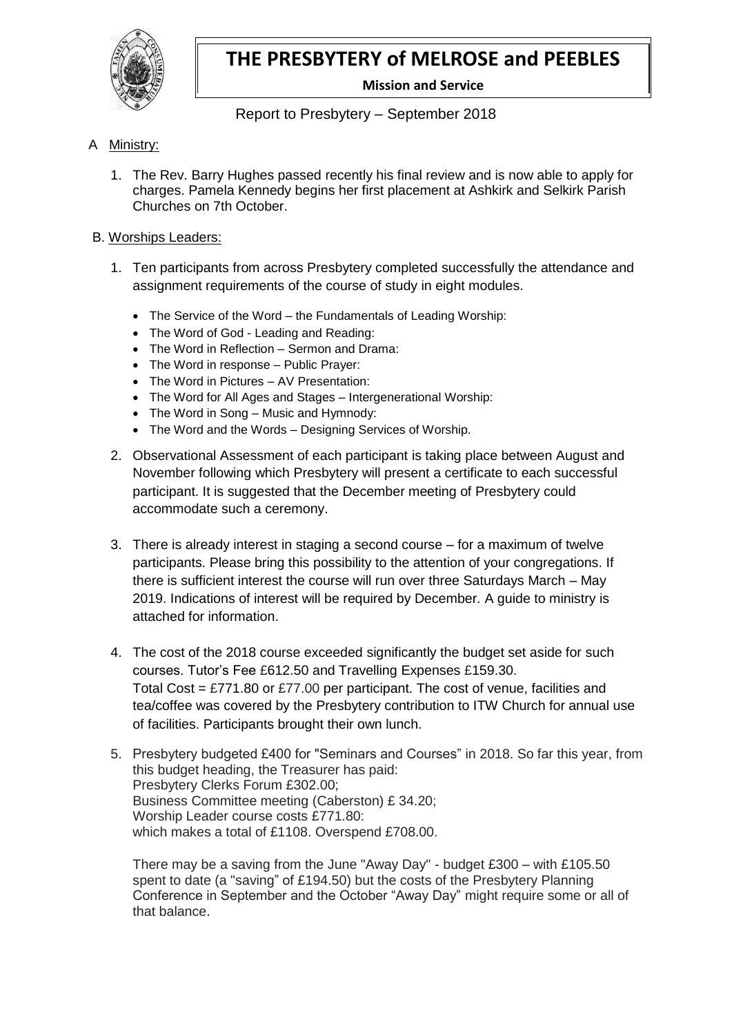# THE PRESBYTERY of MELROSE and PEEBLES

**Mission and Service**

Report to Presbytery – September 2018

A Ministry:

1. The Rev. Barry Hughes passed recently his final review and is now able to apply for charges. Pamela Kennedy begins her first placement at Ashkirk and Selkirk Parish Churches on 7th October.

B. Worships Leaders:

1. Ten participants from across Presbytery completed successfully the attendance and assignment requirements of the course of study in eight modules.

   - The Service of the Word – the Fundamentals of Leading Worship:
   - The Word of God - Leading and Reading:
   - The Word in Reflection – Sermon and Drama:
   - The Word in response – Public Prayer:
   - The Word in Pictures – AV Presentation:
   - The Word for All Ages and Stages – Intergenerational Worship:
   - The Word in Song – Music and Hymnody:
   - The Word and the Words – Designing Services of Worship.

2. Observational Assessment of each participant is taking place between August and November following which Presbytery will present a certificate to each successful participant. It is suggested that the December meeting of Presbytery could accommodate such a ceremony.

3. There is already interest in staging a second course – for a maximum of twelve participants. Please bring this possibility to the attention of your congregations. If there is sufficient interest the course will run over three Saturdays March – May 2019. Indications of interest will be required by December. A guide to ministry is attached for information.

4. The cost of the 2018 course exceeded significantly the budget set aside for such courses. Tutor's Fee £612.50 and Travelling Expenses £159.30.
   Total Cost = £771.80 or £77.00 per participant. The cost of venue, facilities and tea/coffee was covered by the Presbytery contribution to ITW Church for annual use of facilities. Participants brought their own lunch.

5. Presbytery budgeted £400 for "Seminars and Courses" in 2018. So far this year, from this budget heading, the Treasurer has paid:
   Presbytery Clerks Forum £302.00;
   Business Committee meeting (Caberston) £ 34.20;
   Worship Leader course costs £771.80:
   which makes a total of £1108. Overspend £708.00.

   There may be a saving from the June "Away Day" - budget £300 – with £105.50 spent to date (a "saving" of £194.50) but the costs of the Presbytery Planning Conference in September and the October "Away Day" might require some or all of that balance.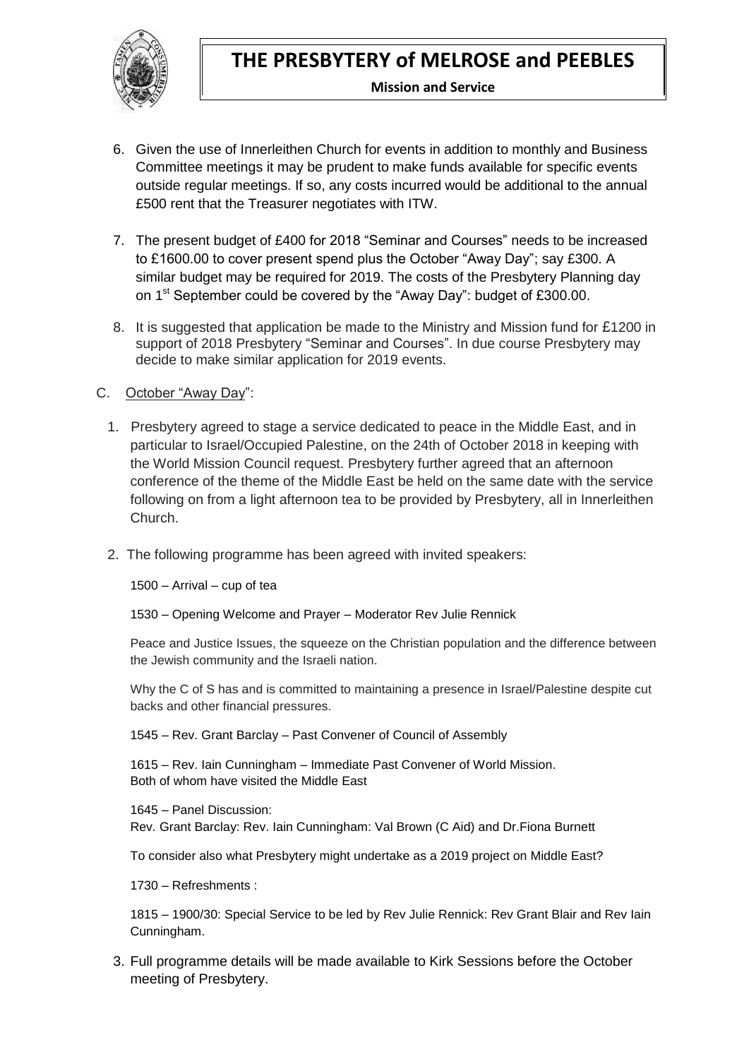6. Given the use of Innerleithen Church for events in addition to monthly and Business Committee meetings it may be prudent to make funds available for specific events outside regular meetings. If so, any costs incurred would be additional to the annual £500 rent that the Treasurer negotiates with ITW.

7. The present budget of £400 for 2018 "Seminar and Courses" needs to be increased to £1600.00 to cover present spend plus the October "Away Day"; say £300. A similar budget may be required for 2019. The costs of the Presbytery Planning day on 1st September could be covered by the "Away Day": budget of £300.00.

8. It is suggested that application be made to the Ministry and Mission fund for £1200 in support of 2018 Presbytery "Seminar and Courses". In due course Presbytery may decide to make similar application for 2019 events.

C. October "Away Day":

1. Presbytery agreed to stage a service dedicated to peace in the Middle East, and in particular to Israel/Occupied Palestine, on the 24th of October 2018 in keeping with the World Mission Council request. Presbytery further agreed that an afternoon conference of the theme of the Middle East be held on the same date with the service following on from a light afternoon tea to be provided by Presbytery, all in Innerleithen Church.

2. The following programme has been agreed with invited speakers:

   1500 – Arrival – cup of tea

   1530 – Opening Welcome and Prayer – Moderator Rev Julie Rennick

   Peace and Justice Issues, the squeeze on the Christian population and the difference between the Jewish community and the Israeli nation.

   Why the C of S has and is committed to maintaining a presence in Israel/Palestine despite cut backs and other financial pressures.

   1545 – Rev. Grant Barclay – Past Convener of Council of Assembly

   1615 – Rev. Iain Cunningham – Immediate Past Convener of World Mission.
   Both of whom have visited the Middle East

   1645 – Panel Discussion:
   Rev. Grant Barclay: Rev. Iain Cunningham: Val Brown (C Aid) and Dr.Fiona Burnett

   To consider also what Presbytery might undertake as a 2019 project on Middle East?

   1730 – Refreshments :

   1815 – 1900/30: Special Service to be led by Rev Julie Rennick: Rev Grant Blair and Rev Iain Cunningham.

3. Full programme details will be made available to Kirk Sessions before the October meeting of Presbytery.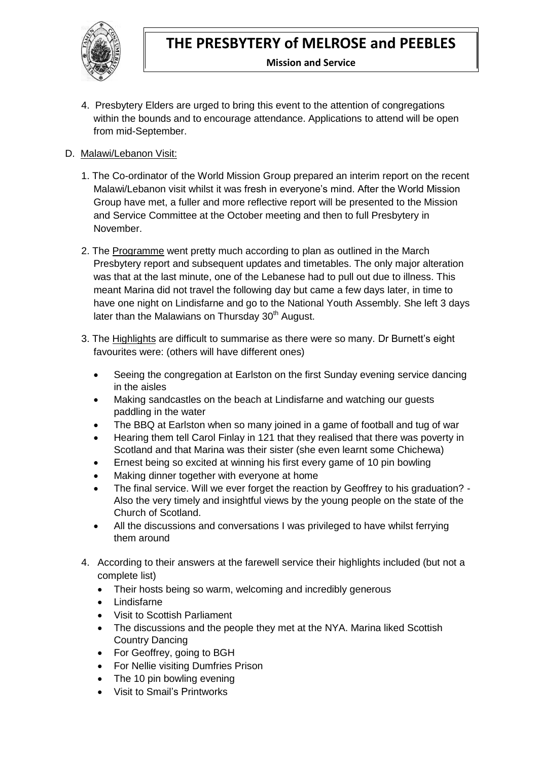4. Presbytery Elders are urged to bring this event to the attention of congregations within the bounds and to encourage attendance. Applications to attend will be open from mid-September.

D. Malawi/Lebanon Visit:

1. The Co-ordinator of the World Mission Group prepared an interim report on the recent Malawi/Lebanon visit whilst it was fresh in everyone's mind. After the World Mission Group have met, a fuller and more reflective report will be presented to the Mission and Service Committee at the October meeting and then to full Presbytery in November.

2. The Programme went pretty much according to plan as outlined in the March Presbytery report and subsequent updates and timetables. The only major alteration was that at the last minute, one of the Lebanese had to pull out due to illness. This meant Marina did not travel the following day but came a few days later, in time to have one night on Lindisfarne and go to the National Youth Assembly. She left 3 days later than the Malawians on Thursday 30th August.

3. The Highlights are difficult to summarise as there were so many. Dr Burnett's eight favourites were: (others will have different ones)
   - Seeing the congregation at Earlston on the first Sunday evening service dancing in the aisles
   - Making sandcastles on the beach at Lindisfarne and watching our guests paddling in the water
   - The BBQ at Earlston when so many joined in a game of football and tug of war
   - Hearing them tell Carol Finlay in 121 that they realised that there was poverty in Scotland and that Marina was their sister (she even learnt some Chichewa)
   - Ernest being so excited at winning his first every game of 10 pin bowling
   - Making dinner together with everyone at home
   - The final service. Will we ever forget the reaction by Geoffrey to his graduation? - Also the very timely and insightful views by the young people on the state of the Church of Scotland.
   - All the discussions and conversations I was privileged to have whilst ferrying them around

4. According to their answers at the farewell service their highlights included (but not a complete list)
   - Their hosts being so warm, welcoming and incredibly generous
   - Lindisfarne
   - Visit to Scottish Parliament
   - The discussions and the people they met at the NYA. Marina liked Scottish Country Dancing
   - For Geoffrey, going to BGH
   - For Nellie visiting Dumfries Prison
   - The 10 pin bowling evening
   - Visit to Smail's Printworks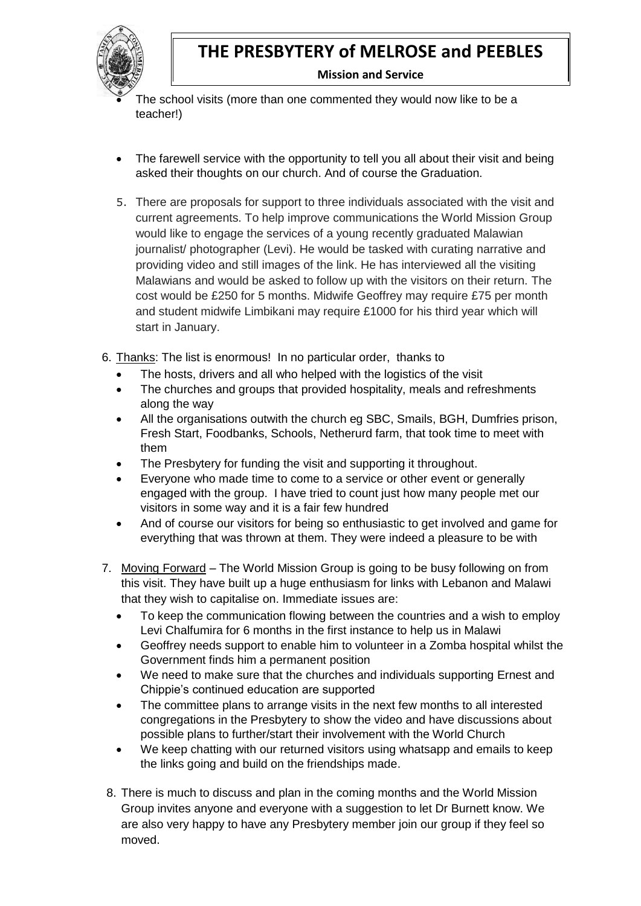- The school visits (more than one commented they would now like to be a teacher!)

- The farewell service with the opportunity to tell you all about their visit and being asked their thoughts on our church. And of course the Graduation.

5. There are proposals for support to three individuals associated with the visit and current agreements. To help improve communications the World Mission Group would like to engage the services of a young recently graduated Malawian journalist/ photographer (Levi). He would be tasked with curating narrative and providing video and still images of the link. He has interviewed all the visiting Malawians and would be asked to follow up with the visitors on their return. The cost would be £250 for 5 months. Midwife Geoffrey may require £75 per month and student midwife Limbikani may require £1000 for his third year which will start in January.

6. Thanks: The list is enormous! In no particular order, thanks to
   - The hosts, drivers and all who helped with the logistics of the visit
   - The churches and groups that provided hospitality, meals and refreshments along the way
   - All the organisations outwith the church eg SBC, Smails, BGH, Dumfries prison, Fresh Start, Foodbanks, Schools, Netherurd farm, that took time to meet with them
   - The Presbytery for funding the visit and supporting it throughout.
   - Everyone who made time to come to a service or other event or generally engaged with the group. I have tried to count just how many people met our visitors in some way and it is a fair few hundred
   - And of course our visitors for being so enthusiastic to get involved and game for everything that was thrown at them. They were indeed a pleasure to be with

7. Moving Forward – The World Mission Group is going to be busy following on from this visit. They have built up a huge enthusiasm for links with Lebanon and Malawi that they wish to capitalise on. Immediate issues are:
   - To keep the communication flowing between the countries and a wish to employ Levi Chalfumira for 6 months in the first instance to help us in Malawi
   - Geoffrey needs support to enable him to volunteer in a Zomba hospital whilst the Government finds him a permanent position
   - We need to make sure that the churches and individuals supporting Ernest and Chippie's continued education are supported
   - The committee plans to arrange visits in the next few months to all interested congregations in the Presbytery to show the video and have discussions about possible plans to further/start their involvement with the World Church
   - We keep chatting with our returned visitors using whatsapp and emails to keep the links going and build on the friendships made.

8. There is much to discuss and plan in the coming months and the World Mission Group invites anyone and everyone with a suggestion to let Dr Burnett know. We are also very happy to have any Presbytery member join our group if they feel so moved.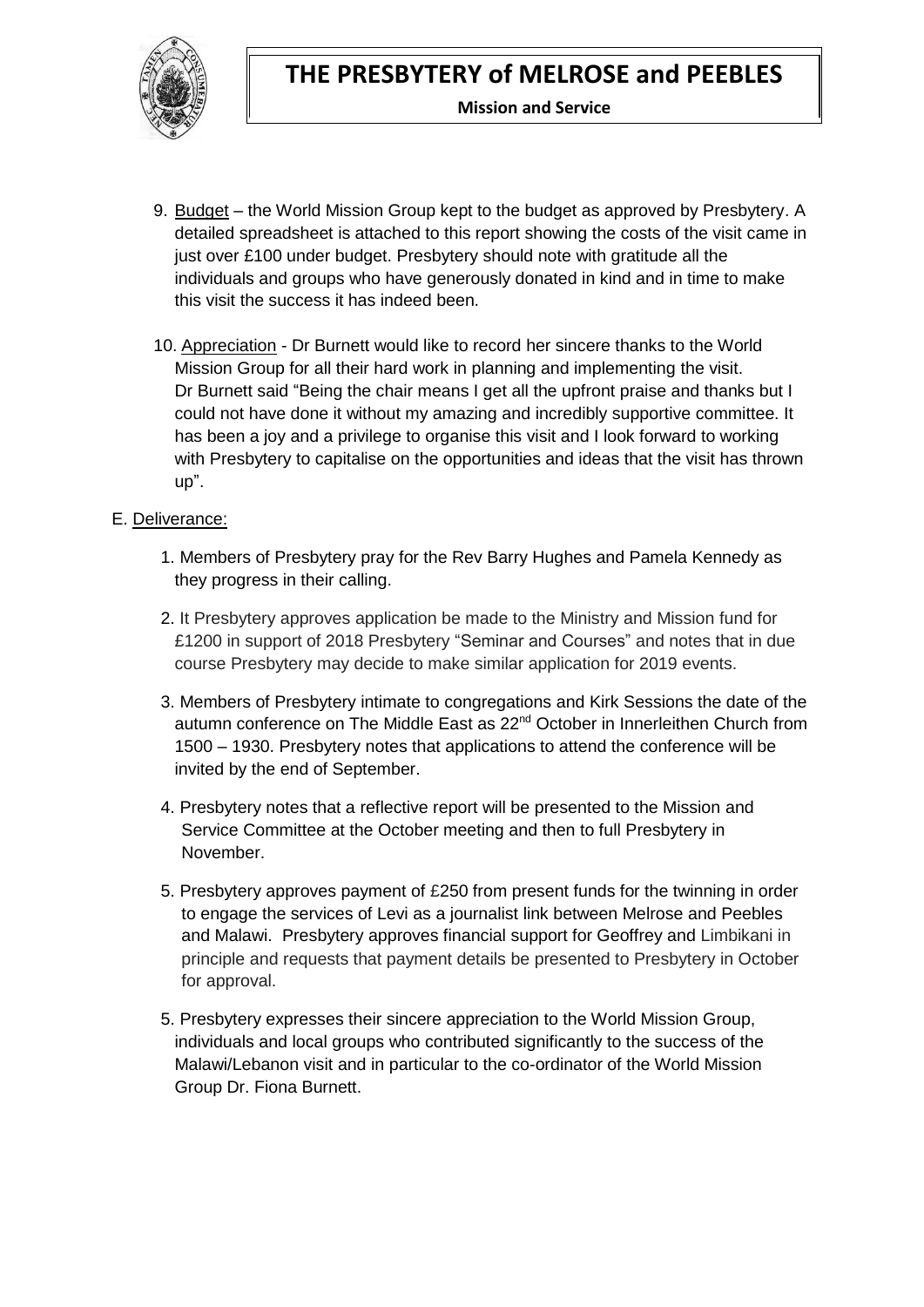9. Budget – the World Mission Group kept to the budget as approved by Presbytery. A detailed spreadsheet is attached to this report showing the costs of the visit came in just over £100 under budget. Presbytery should note with gratitude all the individuals and groups who have generously donated in kind and in time to make this visit the success it has indeed been.

10. Appreciation - Dr Burnett would like to record her sincere thanks to the World Mission Group for all their hard work in planning and implementing the visit. Dr Burnett said "Being the chair means I get all the upfront praise and thanks but I could not have done it without my amazing and incredibly supportive committee. It has been a joy and a privilege to organise this visit and I look forward to working with Presbytery to capitalise on the opportunities and ideas that the visit has thrown up".

E. Deliverance:

1. Members of Presbytery pray for the Rev Barry Hughes and Pamela Kennedy as they progress in their calling.

2. It Presbytery approves application be made to the Ministry and Mission fund for £1200 in support of 2018 Presbytery "Seminar and Courses" and notes that in due course Presbytery may decide to make similar application for 2019 events.

3. Members of Presbytery intimate to congregations and Kirk Sessions the date of the autumn conference on The Middle East as 22nd October in Innerleithen Church from 1500 – 1930. Presbytery notes that applications to attend the conference will be invited by the end of September.

4. Presbytery notes that a reflective report will be presented to the Mission and Service Committee at the October meeting and then to full Presbytery in November.

5. Presbytery approves payment of £250 from present funds for the twinning in order to engage the services of Levi as a journalist link between Melrose and Peebles and Malawi. Presbytery approves financial support for Geoffrey and Limbikani in principle and requests that payment details be presented to Presbytery in October for approval.

5. Presbytery expresses their sincere appreciation to the World Mission Group, individuals and local groups who contributed significantly to the success of the Malawi/Lebanon visit and in particular to the co-ordinator of the World Mission Group Dr. Fiona Burnett.